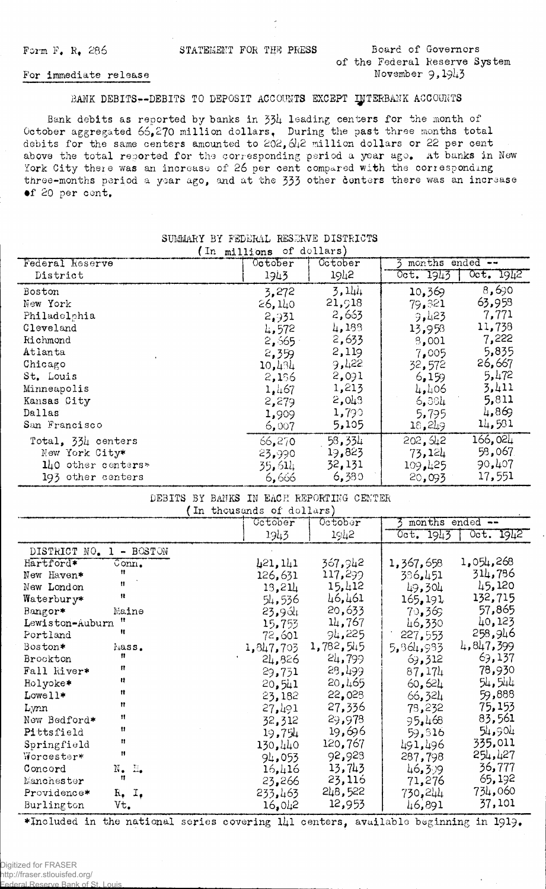Form F. R. 286

STATEMENT FOR THE PRESS

Board of Governors
of the Federal Reserve System
November 9, 1943

For immediate release

## BANK DEBITS--DEBITS TO DEPOSIT ACCOUNTS EXCEPT INTERBANK ACCOUNTS

Bank debits as reported by banks in 334 leading centers for the month of October aggregated 66,270 million dollars. During the past three months total debits for the same centers amounted to 202,542 million dollars or 22 per cent above the total reported for the corresponding period a year ago. At banks in New York City there was an increase of 26 per cent compared with the corresponding three-months period a year ago, and at the 333 other centers there was an increase of 20 per cent.

### SUMMARY BY FEDERAL RESERVE DISTRICTS
(In millions of dollars)

| Federal Reserve District | October 1943 | October 1942 | 3 months ended -- Oct. 1943 | Oct. 1942 |
|---|---|---|---|---|
| Boston | 3,272 | 3,144 | 10,369 | 8,690 |
| New York | 26,140 | 21,918 | 79,821 | 63,958 |
| Philadelphia | 2,931 | 2,663 | 9,423 | 7,771 |
| Cleveland | 4,572 | 4,188 | 13,958 | 11,738 |
| Richmond | 2,565 | 2,633 | 8,001 | 7,222 |
| Atlanta | 2,359 | 2,119 | 7,005 | 5,835 |
| Chicago | 10,434 | 9,422 | 32,572 | 26,667 |
| St. Louis | 2,136 | 2,091 | 6,159 | 5,472 |
| Minneapolis | 1,467 | 1,213 | 4,406 | 3,411 |
| Kansas City | 2,279 | 2,048 | 6,884 | 5,811 |
| Dallas | 1,909 | 1,790 | 5,795 | 4,869 |
| San Francisco | 6,007 | 5,105 | 18,249 | 14,581 |
| Total, 334 centers | 66,270 | 58,334 | 202,542 | 166,024 |
| New York City* | 23,990 | 19,823 | 73,124 | 58,067 |
| 140 other centers* | 35,614 | 32,131 | 109,425 | 90,407 |
| 193 other centers | 6,666 | 6,380 | 20,093 | 17,551 |

### DEBITS BY BANKS IN EACH REPORTING CENTER
(In thousands of dollars)

| | | October 1943 | October 1942 | 3 months ended -- Oct. 1943 | Oct. 1942 |
|---|---|---|---|---|---|
| **DISTRICT NO. 1 - BOSTON** | | | | | |
| Hartford* | Conn. | 421,141 | 367,942 | 1,367,658 | 1,054,268 |
| New Haven* | " | 126,631 | 117,299 | 396,451 | 314,786 |
| New London | " | 18,214 | 15,412 | 49,304 | 45,120 |
| Waterbury* | " | 54,536 | 46,461 | 165,191 | 132,715 |
| Bangor* | Maine | 23,964 | 20,633 | 70,369 | 57,865 |
| Lewiston-Auburn | " | 15,753 | 14,767 | 46,330 | 40,123 |
| Portland | " | 72,601 | 94,225 | 227,553 | 258,946 |
| Boston* | Mass. | 1,847,703 | 1,782,545 | 5,864,983 | 4,847,399 |
| Brockton | " | 24,826 | 24,799 | 69,312 | 69,137 |
| Fall River* | " | 29,751 | 28,499 | 87,174 | 78,930 |
| Holyoke* | " | 20,541 | 20,465 | 60,624 | 54,544 |
| Lowell* | " | 23,182 | 22,028 | 66,324 | 59,888 |
| Lynn | " | 27,491 | 27,336 | 78,232 | 75,153 |
| New Bedford* | " | 32,312 | 29,978 | 95,468 | 83,561 |
| Pittsfield | " | 19,754 | 19,696 | 59,816 | 54,904 |
| Springfield | " | 130,440 | 120,767 | 491,496 | 335,011 |
| Worcester* | " | 94,053 | 92,928 | 287,798 | 254,427 |
| Concord | N. H. | 16,416 | 13,743 | 46,309 | 36,777 |
| Manchester | " | 23,266 | 23,116 | 71,276 | 65,192 |
| Providence* | R. I. | 233,463 | 248,522 | 730,244 | 734,060 |
| Burlington | Vt. | 16,042 | 12,953 | 46,891 | 37,101 |

*Included in the national series covering 141 centers, available beginning in 1919.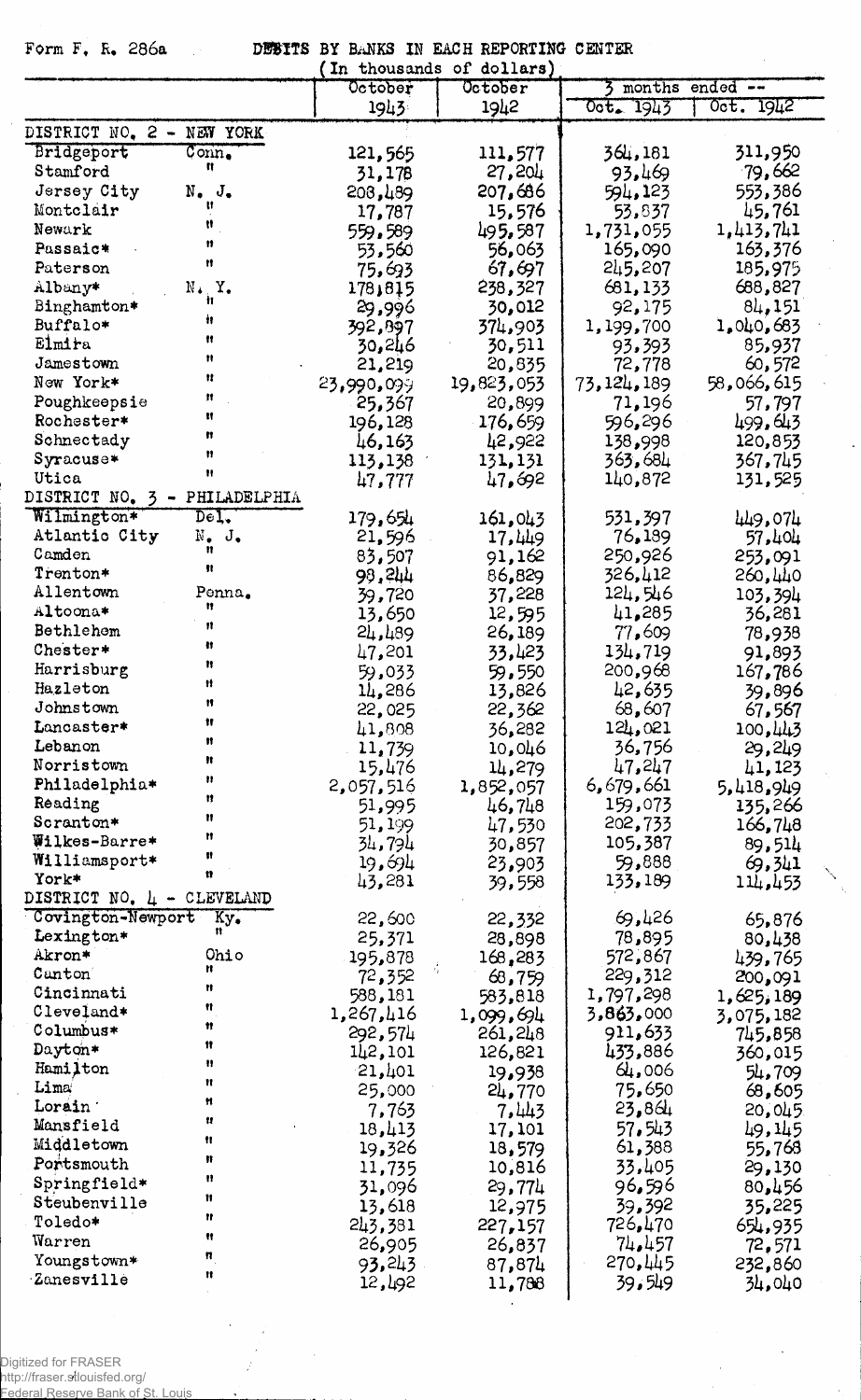Form F. R. 286a

DEBITS BY BANKS IN EACH REPORTING CENTER

(In thousands of dollars)

| | | October 1943 | October 1942 | 3 months ended -- Oct. 1943 | Oct. 1942 |
|---|---|---|---|---|---|
| DISTRICT NO. 2 - NEW YORK | | | | | |
| Bridgeport | Conn. | 121,565 | 111,577 | 364,181 | 311,950 |
| Stamford | " | 31,178 | 27,204 | 93,469 | 79,662 |
| Jersey City | N. J. | 208,489 | 207,686 | 594,123 | 553,386 |
| Montclair | " | 17,787 | 15,576 | 53,837 | 45,761 |
| Newark | " | 559,589 | 495,587 | 1,731,055 | 1,413,741 |
| Passaic* | " | 53,560 | 56,063 | 165,090 | 163,376 |
| Paterson | " | 75,693 | 67,697 | 245,207 | 185,975 |
| Albany* | N. Y. | 178,815 | 238,327 | 681,133 | 688,827 |
| Binghamton* | " | 29,996 | 30,012 | 92,175 | 84,151 |
| Buffalo* | " | 392,897 | 374,903 | 1,199,700 | 1,040,683 |
| Elmira | " | 30,246 | 30,511 | 93,393 | 85,937 |
| Jamestown | " | 21,219 | 20,835 | 72,778 | 60,572 |
| New York* | " | 23,990,099 | 19,823,053 | 73,124,189 | 58,066,615 |
| Poughkeepsie | " | 25,367 | 20,899 | 71,196 | 57,797 |
| Rochester* | " | 196,128 | 176,659 | 596,296 | 499,643 |
| Schnectady | " | 46,163 | 42,922 | 138,998 | 120,853 |
| Syracuse* | " | 113,138 | 131,131 | 363,684 | 367,745 |
| Utica | " | 47,777 | 47,692 | 140,872 | 131,525 |
| DISTRICT NO. 3 - PHILADELPHIA | | | | | |
| Wilmington* | Del. | 179,654 | 161,043 | 531,397 | 449,074 |
| Atlantic City | N. J. | 21,596 | 17,449 | 76,189 | 57,404 |
| Camden | " | 83,507 | 91,162 | 250,926 | 253,091 |
| Trenton* | " | 98,244 | 86,829 | 326,412 | 260,440 |
| Allentown | Penna. | 39,720 | 37,228 | 124,546 | 103,394 |
| Altoona* | " | 13,650 | 12,595 | 41,285 | 36,281 |
| Bethlehem | " | 24,489 | 26,189 | 77,609 | 78,938 |
| Chester* | " | 47,201 | 33,423 | 134,719 | 91,893 |
| Harrisburg | " | 59,033 | 59,550 | 200,968 | 167,786 |
| Hazleton | " | 14,286 | 13,826 | 42,635 | 39,896 |
| Johnstown | " | 22,025 | 22,362 | 68,607 | 67,567 |
| Lancaster* | " | 41,808 | 36,282 | 124,021 | 100,443 |
| Lebanon | " | 11,739 | 10,046 | 36,756 | 29,249 |
| Norristown | " | 15,476 | 14,279 | 47,247 | 41,123 |
| Philadelphia* | " | 2,057,516 | 1,852,057 | 6,679,661 | 5,418,949 |
| Reading | " | 51,995 | 46,748 | 159,073 | 135,266 |
| Scranton* | " | 51,199 | 47,530 | 202,733 | 166,748 |
| Wilkes-Barre* | " | 34,794 | 30,857 | 105,387 | 89,514 |
| Williamsport* | " | 19,694 | 23,903 | 59,888 | 69,341 |
| York* | " | 43,281 | 39,558 | 133,189 | 114,453 |
| DISTRICT NO. 4 - CLEVELAND | | | | | |
| Covington-Newport | Ky. | 22,600 | 22,332 | 69,426 | 65,876 |
| Lexington* | " | 25,371 | 28,898 | 78,895 | 80,438 |
| Akron* | Ohio | 195,878 | 168,283 | 572,867 | 439,765 |
| Canton | " | 72,352 | 68,759 | 229,312 | 200,091 |
| Cincinnati | " | 588,181 | 583,818 | 1,797,298 | 1,625,189 |
| Cleveland* | " | 1,267,416 | 1,099,694 | 3,863,000 | 3,075,182 |
| Columbus* | " | 292,574 | 261,248 | 911,633 | 745,858 |
| Dayton* | " | 142,101 | 126,821 | 433,886 | 360,015 |
| Hamilton | " | 21,401 | 19,938 | 64,006 | 54,709 |
| Lima | " | 25,000 | 24,770 | 75,650 | 68,605 |
| Lorain | " | 7,763 | 7,443 | 23,864 | 20,045 |
| Mansfield | " | 18,413 | 17,101 | 57,543 | 49,145 |
| Middletown | " | 19,326 | 18,579 | 61,388 | 55,768 |
| Portsmouth | " | 11,735 | 10,816 | 33,405 | 29,130 |
| Springfield* | " | 31,096 | 29,774 | 96,596 | 80,456 |
| Steubenville | " | 13,618 | 12,975 | 39,392 | 35,225 |
| Toledo* | " | 243,381 | 227,157 | 726,470 | 654,935 |
| Warren | " | 26,905 | 26,837 | 74,457 | 72,571 |
| Youngstown* | " | 93,243 | 87,874 | 270,445 | 232,860 |
| Zanesville | " | 12,492 | 11,788 | 39,549 | 34,040 |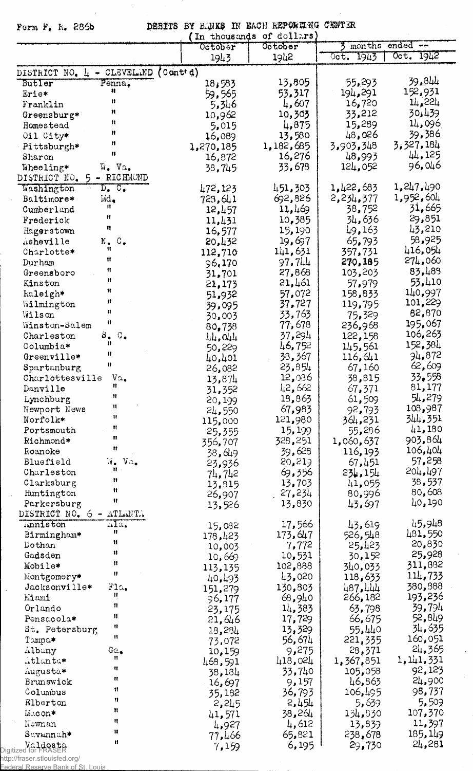Form F. R. 286b

DEBITS BY BANKS IN EACH REPORTING CENTER

(In thousands of dollars)

| | | October 1943 | October 1942 | 3 months ended -- Oct. 1943 | Oct. 1942 |
|---|---|---|---|---|---|
| **DISTRICT NO. 4 - CLEVELAND (Cont'd)** | | | | | |
| Butler | Penna. | 18,583 | 13,805 | 55,293 | 39,844 |
| Erie* | " | 59,565 | 53,317 | 194,291 | 152,931 |
| Franklin | " | 5,346 | 4,607 | 16,720 | 14,224 |
| Greensburg* | " | 10,962 | 10,303 | 33,212 | 30,439 |
| Homestead | " | 5,015 | 4,875 | 15,289 | 14,096 |
| Oil City* | " | 16,089 | 13,580 | 48,026 | 39,386 |
| Pittsburgh* | " | 1,270,185 | 1,182,685 | 3,903,348 | 3,327,184 |
| Sharon | " | 16,872 | 16,276 | 48,993 | 44,125 |
| Wheeling* | W. Va. | 38,745 | 33,678 | 124,052 | 96,046 |
| **DISTRICT NO. 5 - RICHMOND** | | | | | |
| Washington | D. C. | 472,123 | 451,303 | 1,422,683 | 1,247,490 |
| Baltimore* | Md. | 723,641 | 692,826 | 2,234,377 | 1,952,604 |
| Cumberland | " | 12,457 | 11,469 | 38,752 | 31,665 |
| Frederick | " | 11,431 | 10,385 | 34,636 | 29,851 |
| Hagerstown | " | 16,577 | 15,190 | 49,163 | 43,210 |
| Asheville | N. C. | 20,432 | 19,697 | 65,793 | 58,925 |
| Charlotte* | " | 112,710 | 141,631 | 357,731 | 416,054 |
| Durham | " | 96,170 | 97,744 | 270,185 | 274,060 |
| Greensboro | " | 31,701 | 27,868 | 103,203 | 83,483 |
| Kinston | " | 21,173 | 21,461 | 57,979 | 53,410 |
| Raleigh* | " | 51,932 | 57,072 | 158,833 | 140,997 |
| Wilmington | " | 39,095 | 37,727 | 119,795 | 101,229 |
| Wilson | " | 30,003 | 33,763 | 75,329 | 82,870 |
| Winston-Salem | " | 80,738 | 77,678 | 236,968 | 195,067 |
| Charleston | S. C. | 44,044 | 37,294 | 122,158 | 106,263 |
| Columbia* | " | 50,229 | 46,752 | 145,561 | 152,384 |
| Greenville* | " | 40,401 | 38,367 | 116,641 | 94,872 |
| Spartanburg | " | 26,082 | 23,854 | 67,160 | 62,609 |
| Charlottesville | Va. | 13,874 | 12,036 | 38,815 | 33,558 |
| Danville | " | 31,352 | 42,662 | 67,371 | 81,177 |
| Lynchburg | " | 20,199 | 18,863 | 61,509 | 54,279 |
| Newport News | " | 24,550 | 67,983 | 92,793 | 108,987 |
| Norfolk* | " | 115,000 | 121,980 | 364,231 | 344,351 |
| Portsmouth | " | 25,355 | 15,199 | 55,286 | 41,180 |
| Richmond* | " | 356,707 | 328,251 | 1,060,637 | 903,864 |
| Roanoke | " | 38,649 | 39,628 | 116,193 | 106,404 |
| Bluefield | W. Va. | 23,936 | 20,219 | 67,451 | 57,258 |
| Charleston | " | 74,742 | 69,356 | 234,154 | 204,497 |
| Clarksburg | " | 13,815 | 13,703 | 41,055 | 38,537 |
| Huntington | " | 26,907 | 27,234 | 80,996 | 80,608 |
| Parkersburg | " | 13,526 | 13,830 | 43,697 | 40,190 |
| **DISTRICT NO. 6 - ATLANTA** | | | | | |
| Anniston | Ala. | 15,082 | 17,566 | 43,619 | 45,948 |
| Birmingham* | " | 178,423 | 173,647 | 526,548 | 481,550 |
| Dothan | " | 10,003 | 7,772 | 25,423 | 20,830 |
| Gadsden | " | 10,669 | 10,531 | 30,152 | 25,928 |
| Mobile* | " | 113,135 | 102,888 | 340,033 | 311,882 |
| Montgomery* | " | 40,493 | 43,020 | 118,633 | 114,733 |
| Jacksonville* | Fla. | 151,279 | 130,803 | 487,444 | 380,888 |
| Miami | " | 96,177 | 68,940 | 266,182 | 193,236 |
| Orlando | " | 23,175 | 14,383 | 63,798 | 39,794 |
| Pensacola* | " | 21,646 | 17,729 | 66,675 | 52,849 |
| St. Petersburg | " | 18,284 | 13,329 | 55,440 | 34,635 |
| Tampa* | " | 73,072 | 56,674 | 221,335 | 160,051 |
| Albany | Ga. | 10,159 | 9,275 | 28,371 | 24,365 |
| Atlanta* | " | 468,591 | 418,024 | 1,367,851 | 1,141,331 |
| Augusta* | " | 38,184 | 33,740 | 105,058 | 92,123 |
| Brunswick | " | 16,697 | 9,157 | 46,863 | 24,900 |
| Columbus | " | 35,182 | 36,793 | 106,495 | 98,737 |
| Elberton | " | 2,245 | 2,454 | 5,639 | 5,509 |
| Macon* | " | 41,571 | 38,264 | 134,830 | 107,370 |
| Newnan | " | 4,927 | 4,612 | 13,839 | 11,397 |
| Savannah* | " | 77,466 | 65,821 | 238,678 | 185,149 |
| Valdosta | " | 7,159 | 6,195 | 29,730 | 24,281 |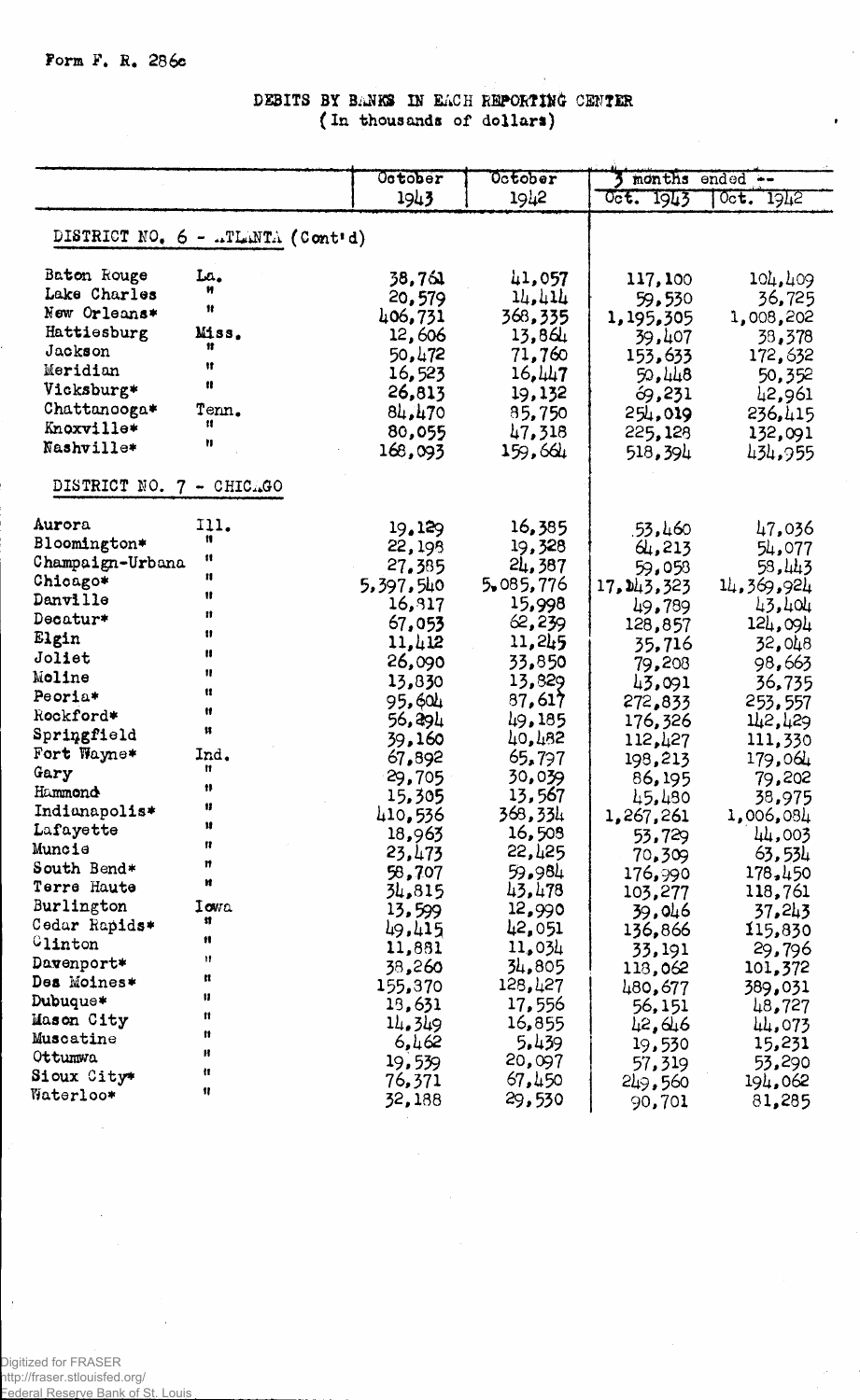Form F. R. 286c

# DEBITS BY BANKS IN EACH REPORTING CENTER
(In thousands of dollars)

| | | October 1943 | October 1942 | 3 months ended -- Oct. 1943 | Oct. 1942 |
|---|---|---|---|---|---|
| **DISTRICT NO. 6 - ATLANTA (Cont'd)** | | | | | |
| Baton Rouge | La. | 38,761 | 41,057 | 117,100 | 104,409 |
| Lake Charles | " | 20,579 | 14,414 | 59,530 | 36,725 |
| New Orleans* | " | 406,731 | 368,335 | 1,195,305 | 1,008,202 |
| Hattiesburg | Miss. | 12,606 | 13,864 | 39,407 | 38,378 |
| Jackson | " | 50,472 | 71,760 | 153,633 | 172,632 |
| Meridian | " | 16,523 | 16,447 | 50,448 | 50,352 |
| Vicksburg* | " | 26,813 | 19,132 | 69,231 | 42,961 |
| Chattanooga* | Tenn. | 84,470 | 85,750 | 254,019 | 236,415 |
| Knoxville* | " | 80,055 | 47,318 | 225,128 | 132,091 |
| Nashville* | " | 168,093 | 159,664 | 518,394 | 434,955 |
| **DISTRICT NO. 7 - CHICAGO** | | | | | |
| Aurora | Ill. | 19,129 | 16,385 | 53,460 | 47,036 |
| Bloomington* | " | 22,198 | 19,328 | 64,213 | 54,077 |
| Champaign-Urbana | " | 27,385 | 24,387 | 59,058 | 58,443 |
| Chicago* | " | 5,397,540 | 5,085,776 | 17,143,323 | 14,369,924 |
| Danville | " | 16,817 | 15,998 | 49,789 | 43,404 |
| Decatur* | " | 67,053 | 62,239 | 128,857 | 124,094 |
| Elgin | " | 11,412 | 11,245 | 35,716 | 32,048 |
| Joliet | " | 26,090 | 33,850 | 79,208 | 98,663 |
| Moline | " | 13,830 | 13,829 | 43,091 | 36,735 |
| Peoria* | " | 95,604 | 87,617 | 272,833 | 253,557 |
| Rockford* | " | 56,294 | 49,185 | 176,326 | 142,429 |
| Springfield | " | 39,160 | 40,482 | 112,427 | 111,330 |
| Fort Wayne* | Ind. | 67,892 | 65,797 | 198,213 | 179,064 |
| Gary | " | 29,705 | 30,039 | 86,195 | 79,202 |
| Hammond | " | 15,305 | 13,567 | 45,480 | 38,975 |
| Indianapolis* | " | 410,536 | 368,334 | 1,267,261 | 1,006,084 |
| Lafayette | " | 18,963 | 16,508 | 53,729 | 44,003 |
| Muncie | " | 23,473 | 22,425 | 70,309 | 63,534 |
| South Bend* | " | 58,707 | 59,984 | 176,990 | 178,450 |
| Terre Haute | " | 34,815 | 43,478 | 103,277 | 118,761 |
| Burlington | Iowa | 13,599 | 12,990 | 39,046 | 37,243 |
| Cedar Rapids* | " | 49,415 | 42,051 | 136,866 | 115,830 |
| Clinton | " | 11,881 | 11,034 | 33,191 | 29,796 |
| Davenport* | " | 38,260 | 34,805 | 118,062 | 101,372 |
| Des Moines* | " | 155,870 | 128,427 | 480,677 | 389,031 |
| Dubuque* | " | 18,631 | 17,556 | 56,151 | 48,727 |
| Mason City | " | 14,349 | 16,855 | 42,646 | 44,073 |
| Muscatine | " | 6,462 | 5,439 | 19,530 | 15,231 |
| Ottumwa | " | 19,539 | 20,097 | 57,319 | 53,290 |
| Sioux City* | " | 76,371 | 67,450 | 249,560 | 194,062 |
| Waterloo* | " | 32,188 | 29,530 | 90,701 | 81,285 |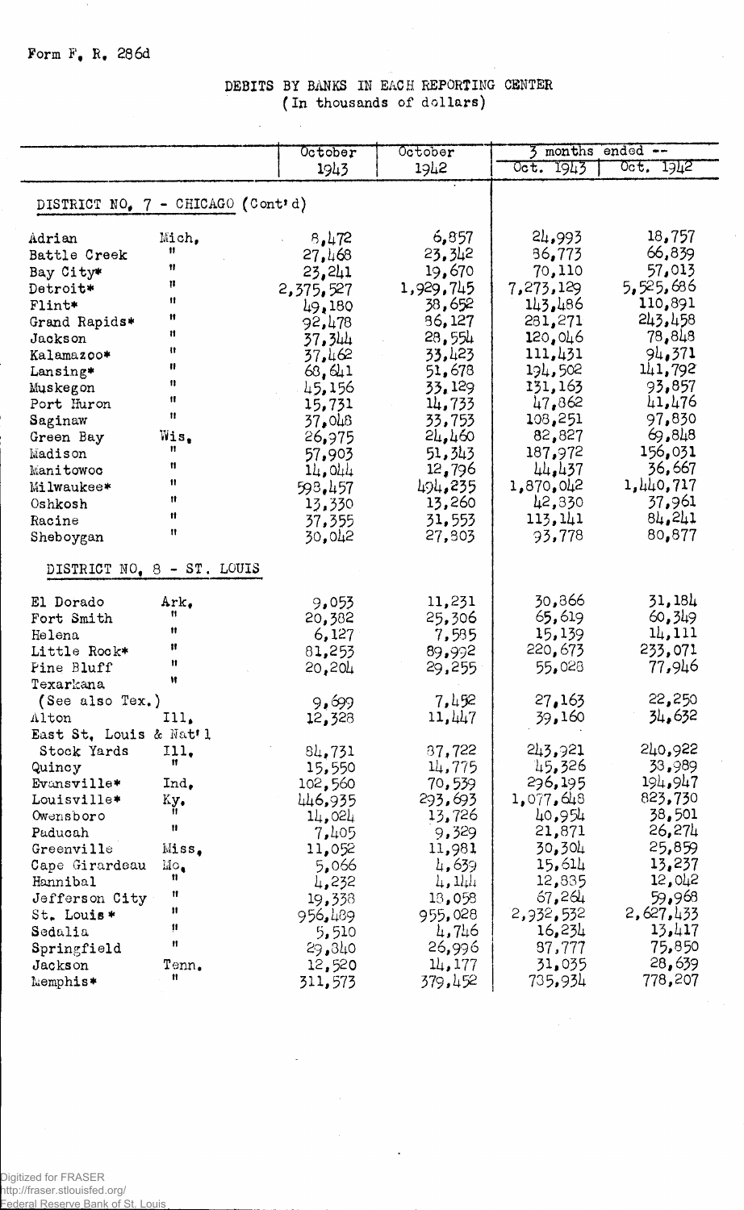Form F. R. 286d

# DEBITS BY BANKS IN EACH REPORTING CENTER
(In thousands of dollars)

| | | October 1943 | October 1942 | 3 months ended -- Oct. 1943 | Oct. 1942 |
|---|---|---|---|---|---|
| **DISTRICT NO. 7 - CHICAGO (Cont'd)** | | | | | |
| Adrian | Mich. | 8,472 | 6,857 | 24,993 | 18,757 |
| Battle Creek | " | 27,468 | 23,342 | 86,773 | 66,839 |
| Bay City* | " | 23,241 | 19,670 | 70,110 | 57,013 |
| Detroit* | " | 2,375,527 | 1,929,745 | 7,273,129 | 5,525,686 |
| Flint* | " | 49,180 | 38,652 | 143,486 | 110,891 |
| Grand Rapids* | " | 92,478 | 86,127 | 281,271 | 243,458 |
| Jackson | " | 37,344 | 28,554 | 120,046 | 78,848 |
| Kalamazoo* | " | 37,462 | 33,423 | 111,431 | 94,371 |
| Lansing* | " | 68,641 | 51,678 | 194,502 | 141,792 |
| Muskegon | " | 45,156 | 33,129 | 131,163 | 93,857 |
| Port Huron | " | 15,731 | 14,733 | 47,862 | 41,476 |
| Saginaw | " | 37,048 | 33,753 | 108,251 | 97,830 |
| Green Bay | Wis. | 26,975 | 24,460 | 82,827 | 69,848 |
| Madison | " | 57,903 | 51,343 | 187,972 | 156,031 |
| Manitowoc | " | 14,044 | 12,796 | 44,437 | 36,667 |
| Milwaukee* | " | 598,457 | 494,235 | 1,870,042 | 1,440,717 |
| Oshkosh | " | 13,330 | 13,260 | 42,330 | 37,961 |
| Racine | " | 37,355 | 31,553 | 113,141 | 84,241 |
| Sheboygan | " | 30,042 | 27,803 | 93,778 | 80,877 |
| **DISTRICT NO. 8 - ST. LOUIS** | | | | | |
| El Dorado | Ark. | 9,053 | 11,231 | 30,866 | 31,184 |
| Fort Smith | " | 20,382 | 25,306 | 65,619 | 60,349 |
| Helena | " | 6,127 | 7,585 | 15,139 | 14,111 |
| Little Rock* | " | 81,253 | 89,992 | 220,673 | 233,071 |
| Pine Bluff | " | 20,204 | 29,255 | 55,028 | 77,946 |
| Texarkana (See also Tex.) | " | 9,699 | 7,452 | 27,163 | 22,250 |
| Alton | Ill. | 12,328 | 11,447 | 39,160 | 34,632 |
| East St. Louis & Nat'l Stock Yards | Ill. | 84,731 | 87,722 | 243,921 | 240,922 |
| Quincy | " | 15,550 | 14,775 | 45,326 | 33,989 |
| Evansville* | Ind. | 102,560 | 70,539 | 296,195 | 194,947 |
| Louisville* | Ky. | 446,935 | 293,693 | 1,077,648 | 823,730 |
| Owensboro | " | 14,024 | 13,726 | 40,954 | 38,501 |
| Paducah | " | 7,405 | 9,329 | 21,871 | 26,274 |
| Greenville | Miss. | 11,052 | 11,981 | 30,304 | 25,859 |
| Cape Girardeau | Mo. | 5,066 | 4,639 | 15,614 | 13,237 |
| Hannibal | " | 4,232 | 4,144 | 12,835 | 12,042 |
| Jefferson City | " | 19,338 | 18,058 | 67,264 | 59,968 |
| St. Louis* | " | 956,489 | 955,028 | 2,932,532 | 2,627,433 |
| Sedalia | " | 5,510 | 4,746 | 16,234 | 13,417 |
| Springfield | " | 29,340 | 26,996 | 87,777 | 75,850 |
| Jackson | Tenn. | 12,520 | 14,177 | 31,035 | 28,639 |
| Memphis* | " | 311,573 | 379,452 | 735,934 | 778,207 |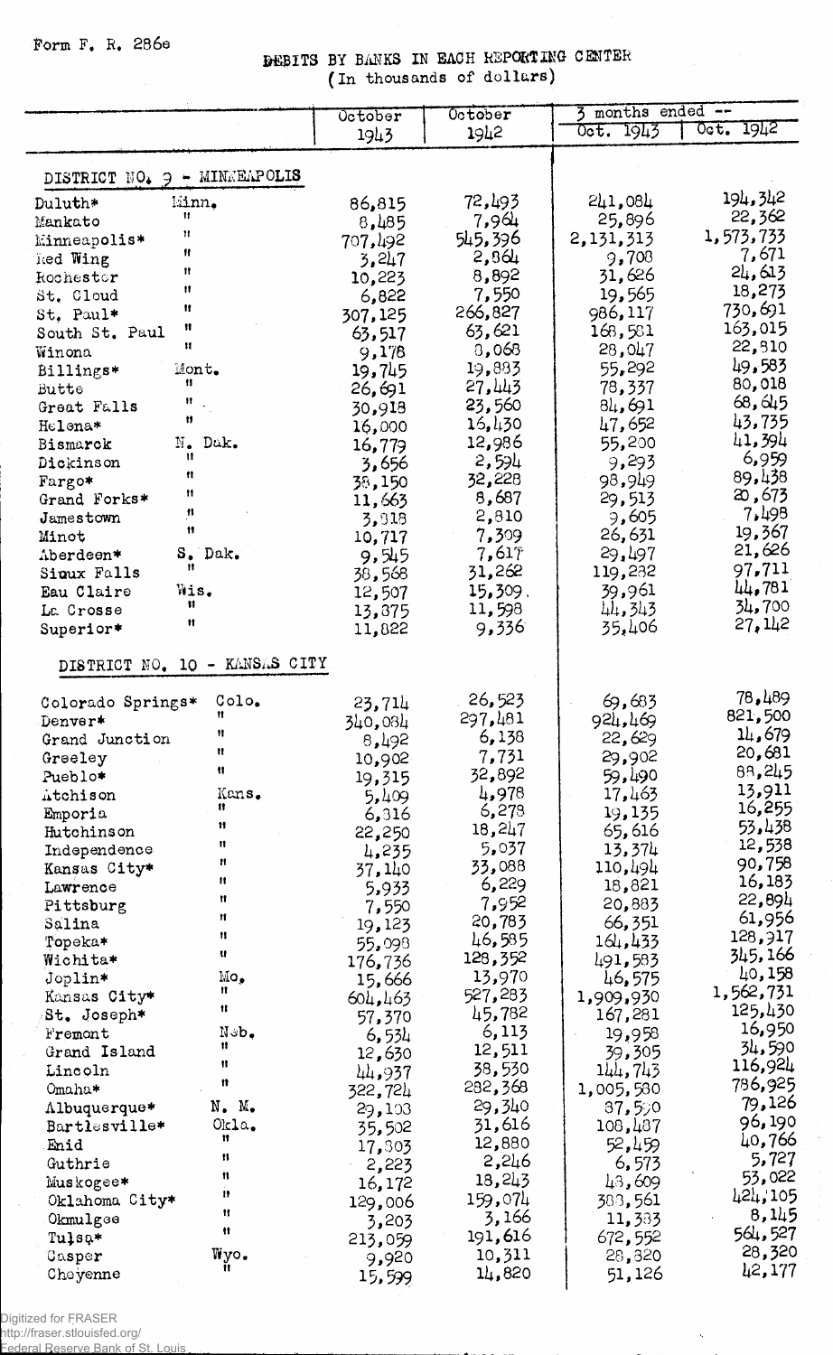Form F. R. 286e

# DEBITS BY BANKS IN EACH REPORTING CENTER
(In thousands of dollars)

| | | October 1943 | October 1942 | 3 months ended -- Oct. 1943 | Oct. 1942 |
|---|---|---|---|---|---|
| **DISTRICT NO. 9 - MINNEAPOLIS** | | | | | |
| Duluth* | Minn. | 86,815 | 72,493 | 241,084 | 194,342 |
| Mankato | " | 8,485 | 7,964 | 25,896 | 22,362 |
| Minneapolis* | " | 707,492 | 545,396 | 2,131,313 | 1,573,733 |
| Red Wing | " | 3,247 | 2,864 | 9,708 | 7,671 |
| Rochester | " | 10,223 | 8,892 | 31,626 | 24,613 |
| St. Cloud | " | 6,822 | 7,550 | 19,565 | 18,273 |
| St. Paul* | " | 307,125 | 266,827 | 986,117 | 730,691 |
| South St. Paul | " | 63,517 | 63,621 | 168,581 | 163,015 |
| Winona | " | 9,178 | 8,068 | 28,047 | 22,810 |
| Billings* | Mont. | 19,745 | 19,883 | 55,292 | 49,583 |
| Butte | " | 26,691 | 27,443 | 78,337 | 80,018 |
| Great Falls | " | 30,918 | 23,560 | 84,691 | 68,645 |
| Helena* | " | 16,000 | 16,430 | 47,652 | 43,735 |
| Bismarck | N. Dak. | 16,779 | 12,986 | 55,200 | 41,394 |
| Dickinson | " | 3,656 | 2,594 | 9,293 | 6,959 |
| Fargo* | " | 38,150 | 32,228 | 98,949 | 89,438 |
| Grand Forks* | " | 11,663 | 8,687 | 29,513 | 20,673 |
| Jamestown | " | 3,818 | 2,810 | 9,605 | 7,498 |
| Minot | " | 10,717 | 7,309 | 26,631 | 19,367 |
| Aberdeen* | S. Dak. | 9,545 | 7,617 | 29,497 | 21,626 |
| Sioux Falls | " | 38,568 | 31,262 | 119,282 | 97,711 |
| Eau Claire | Wis. | 12,507 | 15,309 | 39,961 | 44,781 |
| La Crosse | " | 13,875 | 11,598 | 44,343 | 34,700 |
| Superior* | " | 11,822 | 9,336 | 35,406 | 27,142 |
| **DISTRICT NO. 10 - KANSAS CITY** | | | | | |
| Colorado Springs* | Colo. | 23,714 | 26,523 | 69,683 | 78,489 |
| Denver* | " | 340,084 | 297,481 | 924,469 | 821,500 |
| Grand Junction | " | 8,492 | 6,138 | 22,629 | 14,679 |
| Greeley | " | 10,902 | 7,731 | 29,902 | 20,681 |
| Pueblo* | " | 19,315 | 32,892 | 59,490 | 88,245 |
| Atchison | Kans. | 5,409 | 4,978 | 17,463 | 13,911 |
| Emporia | " | 6,316 | 6,278 | 19,135 | 16,255 |
| Hutchinson | " | 22,250 | 18,247 | 65,616 | 53,438 |
| Independence | " | 4,235 | 5,037 | 13,374 | 12,538 |
| Kansas City* | " | 37,140 | 33,088 | 110,494 | 90,758 |
| Lawrence | " | 5,933 | 6,229 | 18,821 | 16,183 |
| Pittsburg | " | 7,550 | 7,952 | 20,883 | 22,894 |
| Salina | " | 19,123 | 20,783 | 66,351 | 61,956 |
| Topeka* | " | 55,098 | 46,585 | 164,433 | 128,917 |
| Wichita* | " | 176,736 | 128,352 | 491,583 | 345,166 |
| Joplin* | Mo. | 15,666 | 13,970 | 46,575 | 40,158 |
| Kansas City* | " | 604,463 | 527,283 | 1,909,930 | 1,562,731 |
| St. Joseph* | " | 57,370 | 45,782 | 167,281 | 125,430 |
| Fremont | Neb. | 6,534 | 6,113 | 19,958 | 16,950 |
| Grand Island | " | 12,630 | 12,511 | 39,305 | 34,590 |
| Lincoln | " | 44,937 | 38,530 | 144,743 | 116,924 |
| Omaha* | " | 322,724 | 282,368 | 1,005,580 | 786,925 |
| Albuquerque* | N. M. | 29,103 | 29,340 | 87,550 | 79,126 |
| Bartlesville* | Okla. | 35,502 | 31,616 | 108,487 | 96,190 |
| Enid | " | 17,803 | 12,880 | 52,459 | 40,766 |
| Guthrie | " | 2,223 | 2,246 | 6,573 | 5,727 |
| Muskogee* | " | 16,172 | 18,243 | 48,609 | 53,022 |
| Oklahoma City* | " | 129,006 | 159,074 | 383,561 | 424,105 |
| Okmulgee | " | 3,203 | 3,166 | 11,383 | 8,145 |
| Tulsa* | " | 213,059 | 191,616 | 672,552 | 564,527 |
| Casper | Wyo. | 9,920 | 10,311 | 28,820 | 28,320 |
| Cheyenne | " | 15,599 | 14,820 | 51,126 | 42,177 |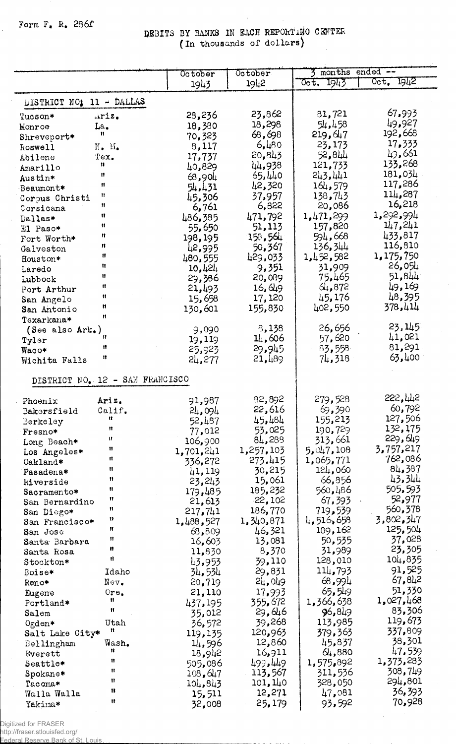Form F. R. 286f

# DEBITS BY BANKS IN EACH REPORTING CENTER
(In thousands of dollars)

| | | October 1943 | October 1942 | 3 months ended -- Oct. 1943 | Oct. 1942 |
|---|---|---|---|---|---|
| **DISTRICT NO. 11 - DALLAS** | | | | | |
| Tucson* | Ariz. | 28,236 | 23,862 | 81,721 | 67,993 |
| Monroe | La. | 18,380 | 18,298 | 54,458 | 49,927 |
| Shreveport* | " | 70,323 | 68,698 | 219,647 | 192,668 |
| Roswell | N. M. | 8,117 | 6,480 | 23,173 | 17,333 |
| Abilene | Tex. | 17,737 | 20,843 | 52,844 | 49,661 |
| Amarillo | " | 40,829 | 44,938 | 121,733 | 133,268 |
| Austin* | " | 68,904 | 65,440 | 243,441 | 181,034 |
| Beaumont* | " | 54,431 | 42,320 | 164,579 | 117,286 |
| Corpus Christi | " | 45,306 | 37,957 | 138,743 | 114,287 |
| Corsicana | " | 6,761 | 6,822 | 20,086 | 16,218 |
| Dallas* | " | 486,385 | 471,792 | 1,471,299 | 1,292,994 |
| El Paso* | " | 55,650 | 51,113 | 157,820 | 147,241 |
| Fort Worth* | " | 198,195 | 158,564 | 594,668 | 433,817 |
| Galveston | " | 42,995 | 50,367 | 136,344 | 116,810 |
| Houston* | " | 480,555 | 429,033 | 1,452,582 | 1,175,750 |
| Laredo | " | 10,424 | 9,351 | 31,909 | 26,054 |
| Lubbock | " | 29,386 | 20,089 | 75,465 | 51,844 |
| Port Arthur | " | 21,493 | 16,649 | 64,872 | 49,169 |
| San Angelo | " | 15,658 | 17,120 | 45,176 | 48,395 |
| San Antonio | " | 130,601 | 155,830 | 402,550 | 378,414 |
| Texarkana* (See also Ark.) | " | 9,090 | 8,138 | 26,656 | 23,145 |
| Tyler | " | 19,119 | 14,606 | 57,620 | 41,021 |
| Waco* | " | 25,923 | 29,945 | 83,558 | 81,291 |
| Wichita Falls | " | 24,277 | 21,489 | 74,318 | 63,400 |
| **DISTRICT NO. 12 - SAN FRANCISCO** | | | | | |
| Phoenix | Ariz. | 91,987 | 82,892 | 279,528 | 222,442 |
| Bakersfield | Calif. | 24,094 | 22,616 | 69,390 | 60,792 |
| Berkeley | " | 52,487 | 45,484 | 155,213 | 127,506 |
| Fresno* | " | 77,012 | 53,025 | 190,729 | 132,175 |
| Long Beach* | " | 106,900 | 84,288 | 313,661 | 229,649 |
| Los Angeles* | " | 1,701,241 | 1,257,103 | 5,047,108 | 3,757,217 |
| Oakland* | " | 336,272 | 273,415 | 1,065,771 | 762,086 |
| Pasadena* | " | 41,119 | 30,215 | 124,060 | 84,387 |
| Riverside | " | 23,243 | 15,061 | 66,856 | 43,344 |
| Sacramento* | " | 179,485 | 185,232 | 560,486 | 505,593 |
| San Bernardino | " | 21,613 | 22,102 | 67,393 | 52,977 |
| San Diego* | " | 217,741 | 186,770 | 719,539 | 560,378 |
| San Francisco* | " | 1,488,527 | 1,340,871 | 4,516,658 | 3,802,347 |
| San Jose | " | 68,809 | 46,321 | 189,162 | 125,504 |
| Santa Barbara | " | 16,603 | 13,081 | 50,535 | 37,028 |
| Santa Rosa | " | 11,830 | 8,370 | 31,989 | 23,305 |
| Stockton* | " | 43,953 | 39,110 | 128,010 | 104,835 |
| Boise* | Idaho | 34,534 | 29,831 | 114,793 | 91,525 |
| Reno* | Nev. | 20,719 | 24,049 | 68,994 | 67,842 |
| Eugene | Ore. | 21,110 | 17,993 | 65,549 | 51,330 |
| Portland* | " | 437,195 | 355,672 | 1,366,638 | 1,027,468 |
| Salem | " | 35,012 | 29,646 | 96,849 | 83,306 |
| Ogden* | Utah | 36,572 | 39,268 | 113,985 | 119,673 |
| Salt Lake City* | " | 119,135 | 120,963 | 379,363 | 337,809 |
| Bellingham | Wash. | 14,596 | 12,860 | 45,837 | 38,301 |
| Everett | " | 18,942 | 16,911 | 64,880 | 47,539 |
| Seattle* | " | 505,086 | 495,449 | 1,575,892 | 1,373,283 |
| Spokane* | " | 108,647 | 113,567 | 311,536 | 308,749 |
| Tacoma* | " | 104,843 | 101,140 | 328,050 | 294,801 |
| Walla Walla | " | 15,511 | 12,271 | 47,081 | 36,393 |
| Yakima* | " | 32,008 | 25,179 | 93,592 | 70,928 |